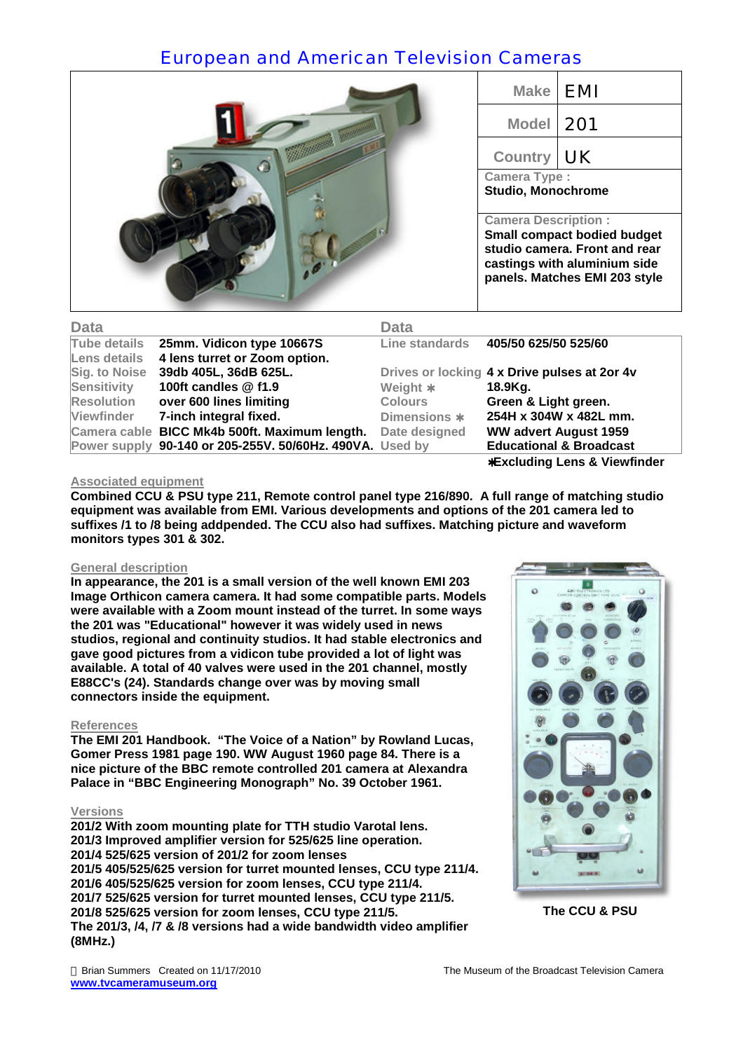# European and American Television Cameras

| Make | EMI |
|---|---|
| Model | 201 |
| Country | UK |

**Camera Type :**
Studio, Monochrome

**Camera Description :**
Small compact bodied budget studio camera. Front and rear castings with aluminium side panels. Matches EMI 203 style

| Data | | Data | |
|---|---|---|---|
| Tube details | 25mm. Vidicon type 10667S | Line standards | 405/50 625/50 525/60 |
| Lens details | 4 lens turret or Zoom option. | | |
| Sig. to Noise | 39db 405L, 36dB 625L. | Drives or locking | 4 x Drive pulses at 2or 4v |
| Sensitivity | 100ft candles @ f1.9 | Weight ∗ | 18.9Kg. |
| Resolution | over 600 lines limiting | Colours | Green & Light green. |
| Viewfinder | 7-inch integral fixed. | Dimensions ∗ | 254H x 304W x 482L mm. |
| Camera cable | BICC Mk4b 500ft. Maximum length. | Date designed | WW advert August 1959 |
| Power supply | 90-140 or 205-255V. 50/60Hz. 490VA. | Used by | Educational & Broadcast |

∗Excluding Lens & Viewfinder

## Associated equipment

Combined CCU & PSU type 211, Remote control panel type 216/890. A full range of matching studio equipment was available from EMI. Various developments and options of the 201 camera led to suffixes /1 to /8 being addpended. The CCU also had suffixes. Matching picture and waveform monitors types 301 & 302.

## General description

In appearance, the 201 is a small version of the well known EMI 203 Image Orthicon camera camera. It had some compatible parts. Models were available with a Zoom mount instead of the turret. In some ways the 201 was "Educational" however it was widely used in news studios, regional and continuity studios. It had stable electronics and gave good pictures from a vidicon tube provided a lot of light was available. A total of 40 valves were used in the 201 channel, mostly E88CC's (24). Standards change over was by moving small connectors inside the equipment.

## References

The EMI 201 Handbook. "The Voice of a Nation" by Rowland Lucas, Gomer Press 1981 page 190. WW August 1960 page 84. There is a nice picture of the BBC remote controlled 201 camera at Alexandra Palace in "BBC Engineering Monograph" No. 39 October 1961.

## Versions

201/2 With zoom mounting plate for TTH studio Varotal lens.
201/3 Improved amplifier version for 525/625 line operation.
201/4 525/625 version of 201/2 for zoom lenses
201/5 405/525/625 version for turret mounted lenses, CCU type 211/4.
201/6 405/525/625 version for zoom lenses, CCU type 211/4.
201/7 525/625 version for turret mounted lenses, CCU type 211/5.
201/8 525/625 version for zoom lenses, CCU type 211/5.
The 201/3, /4, /7 & /8 versions had a wide bandwidth video amplifier (8MHz.)

The CCU & PSU

Brian Summers Created on 11/17/2010
www.tvcameramuseum.org

The Museum of the Broadcast Television Camera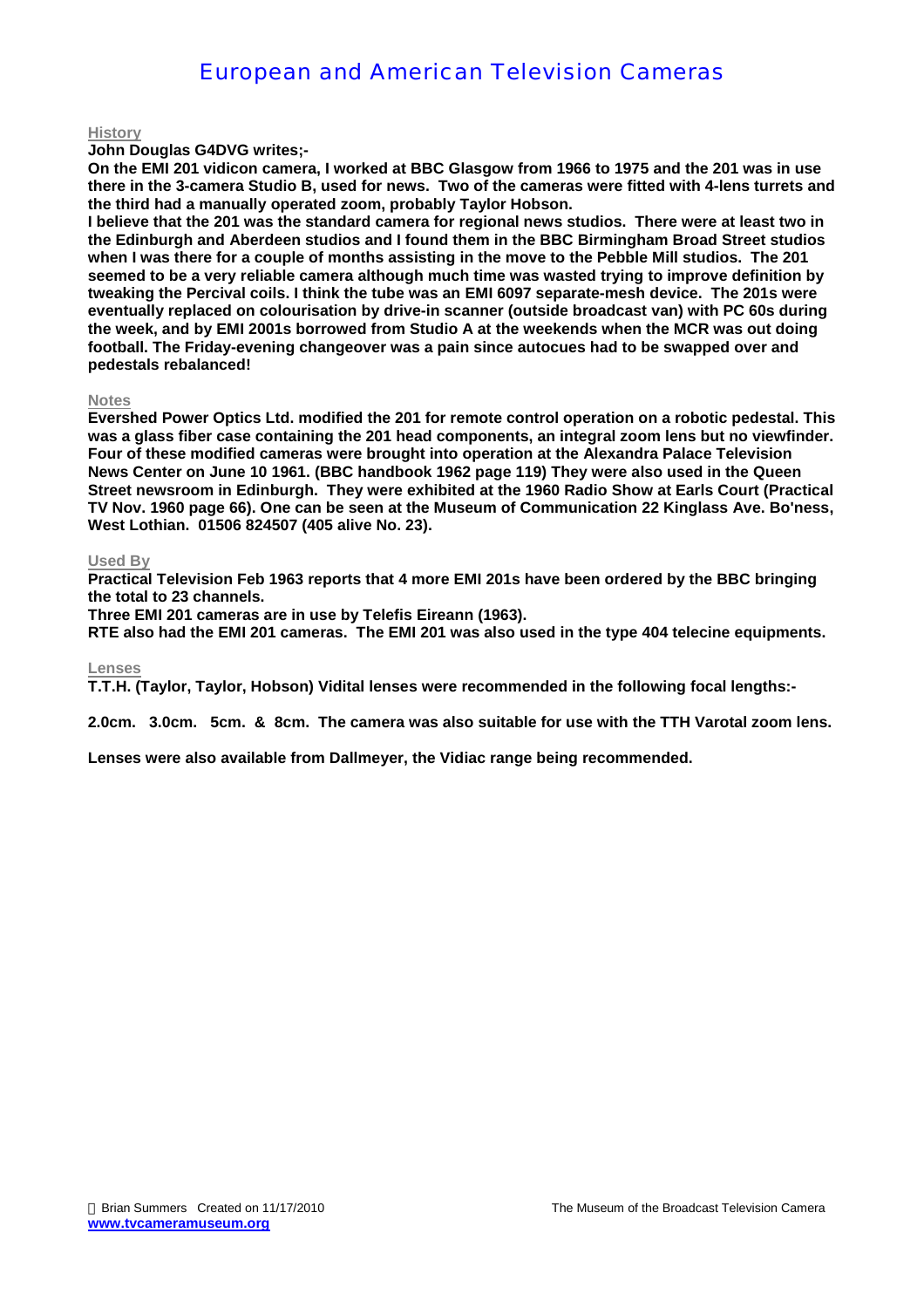# European and American Television Cameras

## History

**John Douglas G4DVG writes;-**

**On the EMI 201 vidicon camera, I worked at BBC Glasgow from 1966 to 1975 and the 201 was in use there in the 3-camera Studio B, used for news. Two of the cameras were fitted with 4-lens turrets and the third had a manually operated zoom, probably Taylor Hobson.**

**I believe that the 201 was the standard camera for regional news studios. There were at least two in the Edinburgh and Aberdeen studios and I found them in the BBC Birmingham Broad Street studios when I was there for a couple of months assisting in the move to the Pebble Mill studios. The 201 seemed to be a very reliable camera although much time was wasted trying to improve definition by tweaking the Percival coils. I think the tube was an EMI 6097 separate-mesh device. The 201s were eventually replaced on colourisation by drive-in scanner (outside broadcast van) with PC 60s during the week, and by EMI 2001s borrowed from Studio A at the weekends when the MCR was out doing football. The Friday-evening changeover was a pain since autocues had to be swapped over and pedestals rebalanced!**

## Notes

**Evershed Power Optics Ltd. modified the 201 for remote control operation on a robotic pedestal. This was a glass fiber case containing the 201 head components, an integral zoom lens but no viewfinder. Four of these modified cameras were brought into operation at the Alexandra Palace Television News Center on June 10 1961. (BBC handbook 1962 page 119) They were also used in the Queen Street newsroom in Edinburgh. They were exhibited at the 1960 Radio Show at Earls Court (Practical TV Nov. 1960 page 66). One can be seen at the Museum of Communication 22 Kinglass Ave. Bo'ness, West Lothian. 01506 824507 (405 alive No. 23).**

## Used By

**Practical Television Feb 1963 reports that 4 more EMI 201s have been ordered by the BBC bringing the total to 23 channels.**

**Three EMI 201 cameras are in use by Telefis Eireann (1963).**

**RTE also had the EMI 201 cameras. The EMI 201 was also used in the type 404 telecine equipments.**

## Lenses

**T.T.H. (Taylor, Taylor, Hobson) Vidital lenses were recommended in the following focal lengths:-**

**2.0cm. 3.0cm. 5cm. & 8cm. The camera was also suitable for use with the TTH Varotal zoom lens.**

**Lenses were also available from Dallmeyer, the Vidiac range being recommended.**